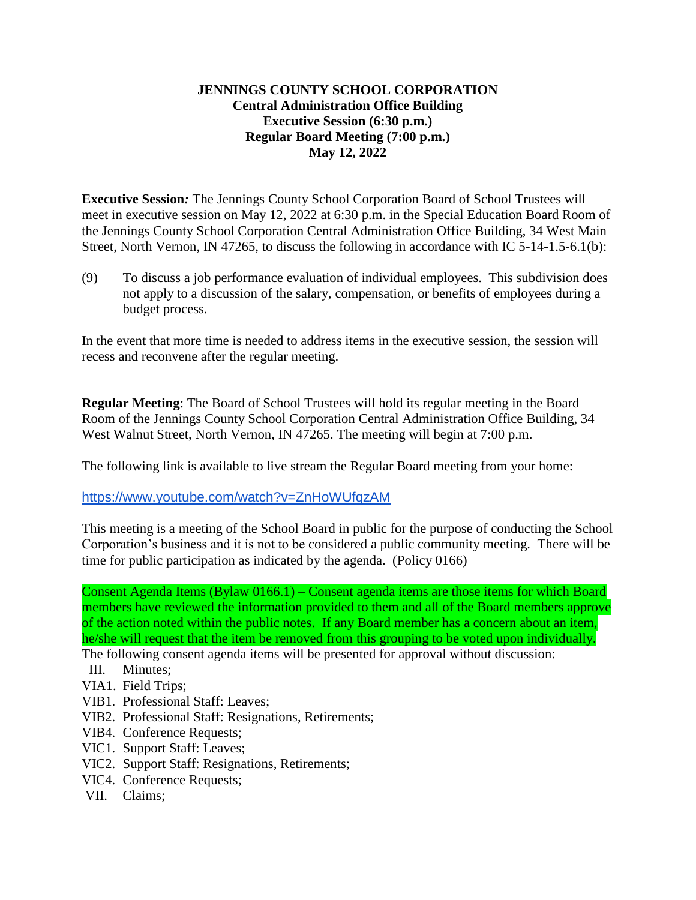**JENNINGS COUNTY SCHOOL CORPORATION**
**Central Administration Office Building**
**Executive Session (6:30 p.m.)**
**Regular Board Meeting (7:00 p.m.)**
**May 12, 2022**

**Executive Session***:* The Jennings County School Corporation Board of School Trustees will meet in executive session on May 12, 2022 at 6:30 p.m. in the Special Education Board Room of the Jennings County School Corporation Central Administration Office Building, 34 West Main Street, North Vernon, IN 47265, to discuss the following in accordance with IC 5-14-1.5-6.1(b):

(9) To discuss a job performance evaluation of individual employees. This subdivision does not apply to a discussion of the salary, compensation, or benefits of employees during a budget process.

In the event that more time is needed to address items in the executive session, the session will recess and reconvene after the regular meeting.

**Regular Meeting**: The Board of School Trustees will hold its regular meeting in the Board Room of the Jennings County School Corporation Central Administration Office Building, 34 West Walnut Street, North Vernon, IN 47265. The meeting will begin at 7:00 p.m.

The following link is available to live stream the Regular Board meeting from your home:

https://www.youtube.com/watch?v=ZnHoWUfqzAM

This meeting is a meeting of the School Board in public for the purpose of conducting the School Corporation's business and it is not to be considered a public community meeting. There will be time for public participation as indicated by the agenda. (Policy 0166)

Consent Agenda Items (Bylaw 0166.1) – Consent agenda items are those items for which Board members have reviewed the information provided to them and all of the Board members approve of the action noted within the public notes. If any Board member has a concern about an item, he/she will request that the item be removed from this grouping to be voted upon individually.
The following consent agenda items will be presented for approval without discussion:

III. Minutes;
VIA1. Field Trips;
VIB1. Professional Staff: Leaves;
VIB2. Professional Staff: Resignations, Retirements;
VIB4. Conference Requests;
VIC1. Support Staff: Leaves;
VIC2. Support Staff: Resignations, Retirements;
VIC4. Conference Requests;
VII. Claims;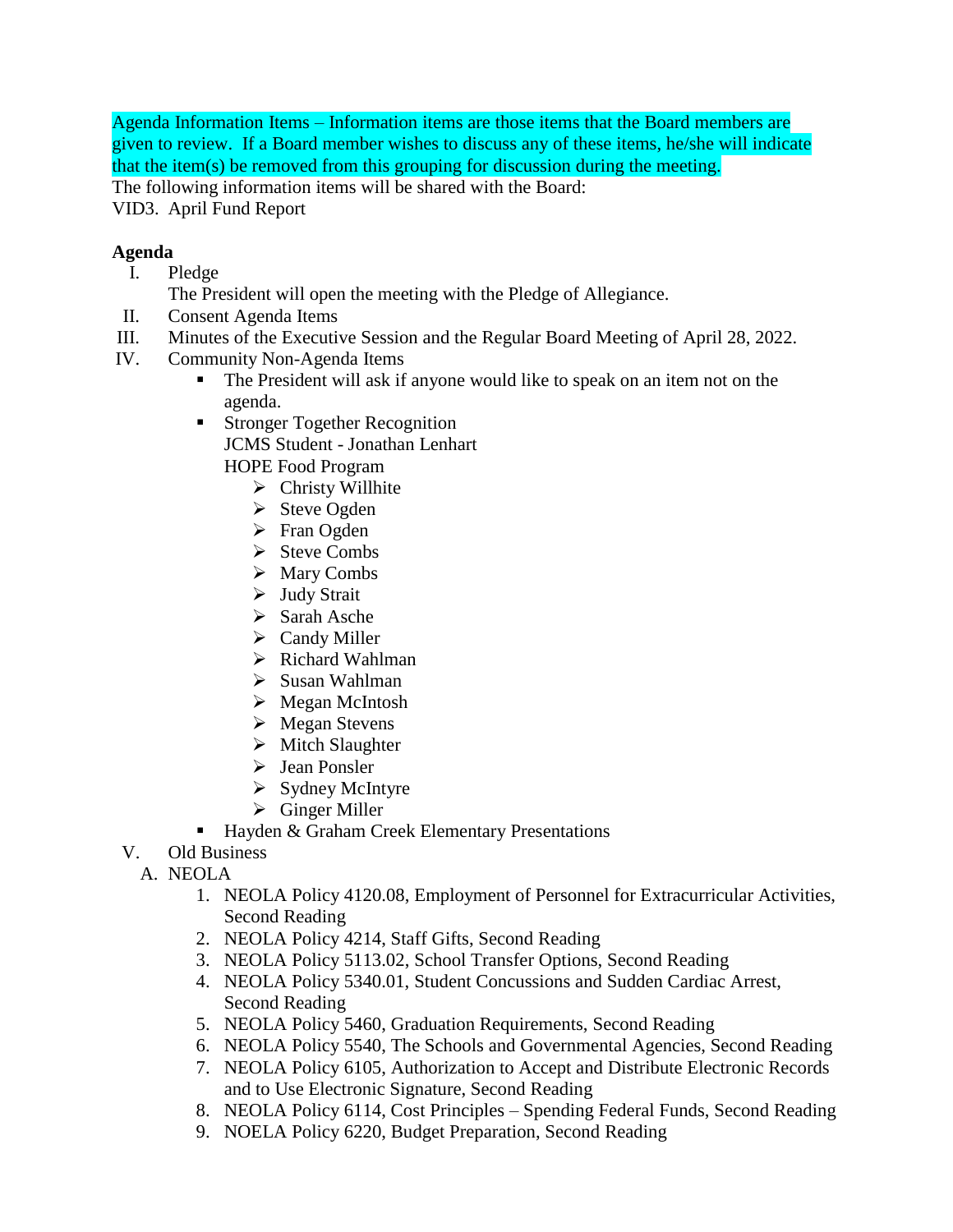Agenda Information Items – Information items are those items that the Board members are given to review. If a Board member wishes to discuss any of these items, he/she will indicate that the item(s) be removed from this grouping for discussion during the meeting.

The following information items will be shared with the Board:

VID3. April Fund Report

**Agenda**

I. Pledge

   The President will open the meeting with the Pledge of Allegiance.

II. Consent Agenda Items

III. Minutes of the Executive Session and the Regular Board Meeting of April 28, 2022.

IV. Community Non-Agenda Items

   - The President will ask if anyone would like to speak on an item not on the agenda.
   - Stronger Together Recognition
     JCMS Student - Jonathan Lenhart
     HOPE Food Program
     - Christy Willhite
     - Steve Ogden
     - Fran Ogden
     - Steve Combs
     - Mary Combs
     - Judy Strait
     - Sarah Asche
     - Candy Miller
     - Richard Wahlman
     - Susan Wahlman
     - Megan McIntosh
     - Megan Stevens
     - Mitch Slaughter
     - Jean Ponsler
     - Sydney McIntyre
     - Ginger Miller
   - Hayden & Graham Creek Elementary Presentations

V. Old Business

   A. NEOLA

      1. NEOLA Policy 4120.08, Employment of Personnel for Extracurricular Activities, Second Reading
      2. NEOLA Policy 4214, Staff Gifts, Second Reading
      3. NEOLA Policy 5113.02, School Transfer Options, Second Reading
      4. NEOLA Policy 5340.01, Student Concussions and Sudden Cardiac Arrest, Second Reading
      5. NEOLA Policy 5460, Graduation Requirements, Second Reading
      6. NEOLA Policy 5540, The Schools and Governmental Agencies, Second Reading
      7. NEOLA Policy 6105, Authorization to Accept and Distribute Electronic Records and to Use Electronic Signature, Second Reading
      8. NEOLA Policy 6114, Cost Principles – Spending Federal Funds, Second Reading
      9. NOELA Policy 6220, Budget Preparation, Second Reading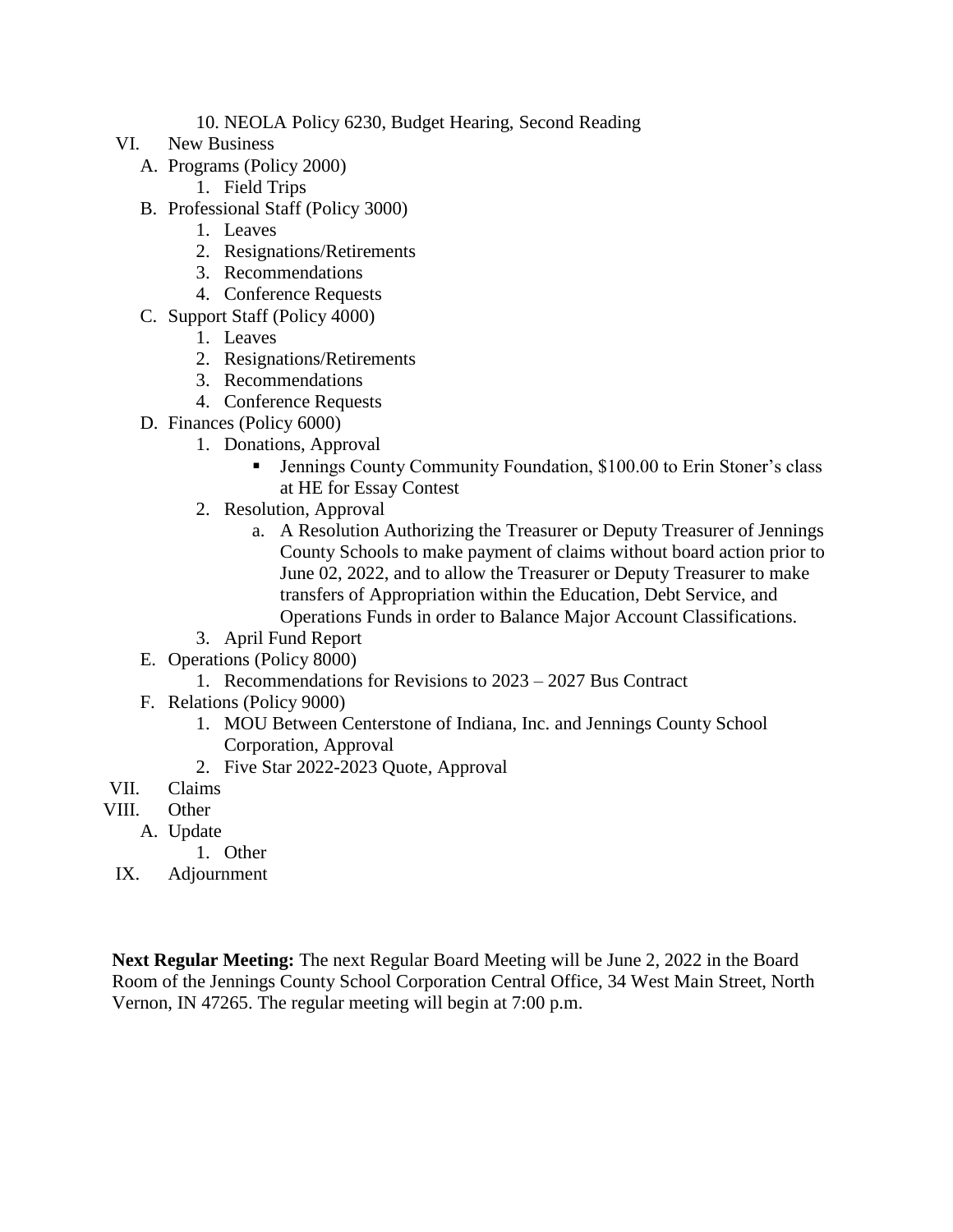10. NEOLA Policy 6230, Budget Hearing, Second Reading

VI. New Business
   - A. Programs (Policy 2000)
     1. Field Trips
   - B. Professional Staff (Policy 3000)
     1. Leaves
     2. Resignations/Retirements
     3. Recommendations
     4. Conference Requests
   - C. Support Staff (Policy 4000)
     1. Leaves
     2. Resignations/Retirements
     3. Recommendations
     4. Conference Requests
   - D. Finances (Policy 6000)
     1. Donations, Approval
        - Jennings County Community Foundation, $100.00 to Erin Stoner's class at HE for Essay Contest
     2. Resolution, Approval
        - a. A Resolution Authorizing the Treasurer or Deputy Treasurer of Jennings County Schools to make payment of claims without board action prior to June 02, 2022, and to allow the Treasurer or Deputy Treasurer to make transfers of Appropriation within the Education, Debt Service, and Operations Funds in order to Balance Major Account Classifications.
     3. April Fund Report
   - E. Operations (Policy 8000)
     1. Recommendations for Revisions to 2023 – 2027 Bus Contract
   - F. Relations (Policy 9000)
     1. MOU Between Centerstone of Indiana, Inc. and Jennings County School Corporation, Approval
     2. Five Star 2022-2023 Quote, Approval

VII. Claims

VIII. Other
   - A. Update
     1. Other

IX. Adjournment

**Next Regular Meeting:** The next Regular Board Meeting will be June 2, 2022 in the Board Room of the Jennings County School Corporation Central Office, 34 West Main Street, North Vernon, IN 47265. The regular meeting will begin at 7:00 p.m.